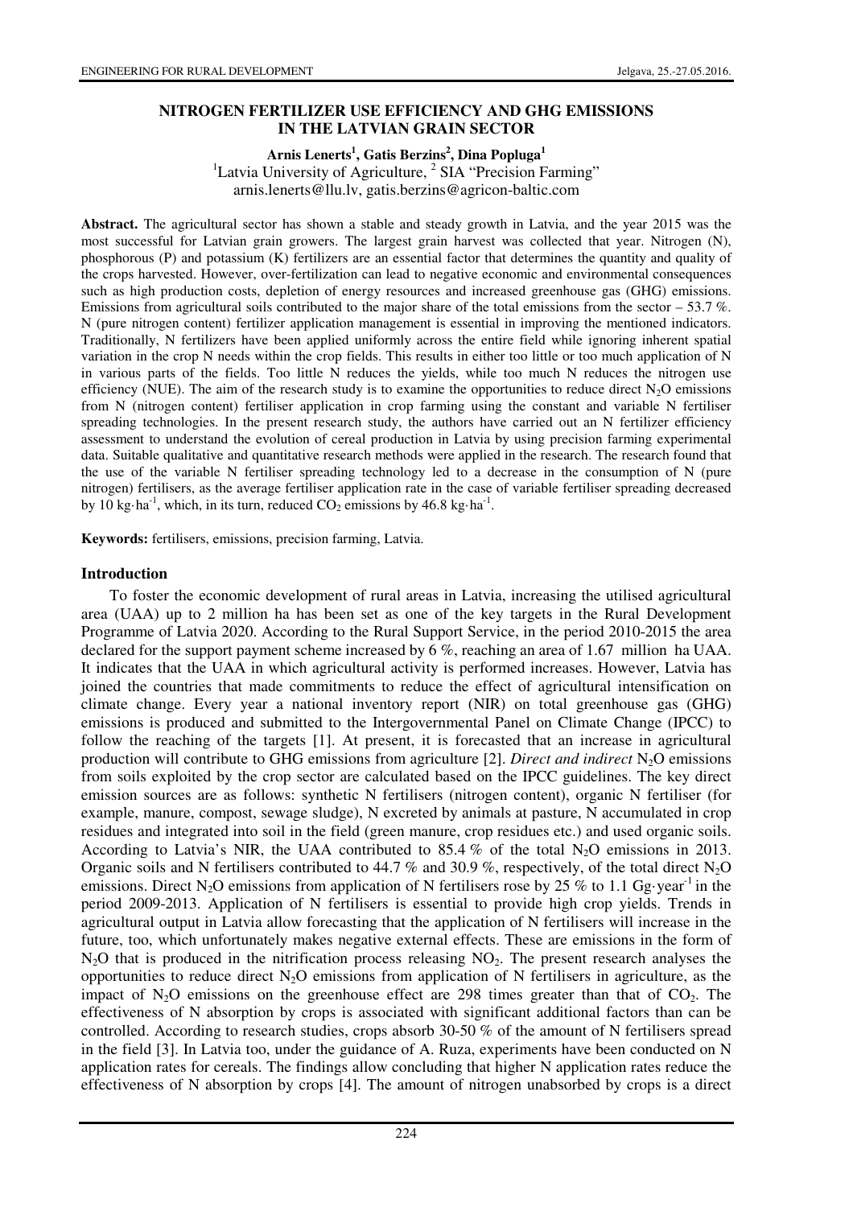# NITROGEN FERTILIZER USE EFFICIENCY AND GHG EMISSIONS IN THE LATVIAN GRAIN SECTOR

**Arnis Lenerts[1], Gatis Berzins[2], Dina Popluga[1]**

[1]Latvia University of Agriculture, [2] SIA "Precision Farming"

arnis.lenerts@llu.lv, gatis.berzins@agricon-baltic.com

**Abstract.** The agricultural sector has shown a stable and steady growth in Latvia, and the year 2015 was the most successful for Latvian grain growers. The largest grain harvest was collected that year. Nitrogen (N), phosphorous (P) and potassium (K) fertilizers are an essential factor that determines the quantity and quality of the crops harvested. However, over-fertilization can lead to negative economic and environmental consequences such as high production costs, depletion of energy resources and increased greenhouse gas (GHG) emissions. Emissions from agricultural soils contributed to the major share of the total emissions from the sector – 53.7 %. N (pure nitrogen content) fertilizer application management is essential in improving the mentioned indicators. Traditionally, N fertilizers have been applied uniformly across the entire field while ignoring inherent spatial variation in the crop N needs within the crop fields. This results in either too little or too much application of N in various parts of the fields. Too little N reduces the yields, while too much N reduces the nitrogen use efficiency (NUE). The aim of the research study is to examine the opportunities to reduce direct $N_2O$ emissions from N (nitrogen content) fertiliser application in crop farming using the constant and variable N fertiliser spreading technologies. In the present research study, the authors have carried out an N fertilizer efficiency assessment to understand the evolution of cereal production in Latvia by using precision farming experimental data. Suitable qualitative and quantitative research methods were applied in the research. The research found that the use of the variable N fertiliser spreading technology led to a decrease in the consumption of N (pure nitrogen) fertilisers, as the average fertiliser application rate in the case of variable fertiliser spreading decreased by 10 $kg \cdot ha^{-1}$, which, in its turn, reduced $CO_2$ emissions by 46.8 $kg \cdot ha^{-1}$.

**Keywords:** fertilisers, emissions, precision farming, Latvia.

## Introduction

To foster the economic development of rural areas in Latvia, increasing the utilised agricultural area (UAA) up to 2 million ha has been set as one of the key targets in the Rural Development Programme of Latvia 2020. According to the Rural Support Service, in the period 2010-2015 the area declared for the support payment scheme increased by 6 %, reaching an area of 1.67 million ha UAA. It indicates that the UAA in which agricultural activity is performed increases. However, Latvia has joined the countries that made commitments to reduce the effect of agricultural intensification on climate change. Every year a national inventory report (NIR) on total greenhouse gas (GHG) emissions is produced and submitted to the Intergovernmental Panel on Climate Change (IPCC) to follow the reaching of the targets [1]. At present, it is forecasted that an increase in agricultural production will contribute to GHG emissions from agriculture [2]. *Direct and indirect* $N_2O$ emissions from soils exploited by the crop sector are calculated based on the IPCC guidelines. The key direct emission sources are as follows: synthetic N fertilisers (nitrogen content), organic N fertiliser (for example, manure, compost, sewage sludge), N excreted by animals at pasture, N accumulated in crop residues and integrated into soil in the field (green manure, crop residues etc.) and used organic soils. According to Latvia's NIR, the UAA contributed to 85.4 % of the total $N_2O$ emissions in 2013. Organic soils and N fertilisers contributed to 44.7 % and 30.9 %, respectively, of the total direct $N_2O$ emissions. Direct $N_2O$ emissions from application of N fertilisers rose by 25 % to 1.1 $Gg \cdot year^{-1}$ in the period 2009-2013. Application of N fertilisers is essential to provide high crop yields. Trends in agricultural output in Latvia allow forecasting that the application of N fertilisers will increase in the future, too, which unfortunately makes negative external effects. These are emissions in the form of $N_2O$ that is produced in the nitrification process releasing $NO_2$. The present research analyses the opportunities to reduce direct $N_2O$ emissions from application of N fertilisers in agriculture, as the impact of $N_2O$ emissions on the greenhouse effect are 298 times greater than that of $CO_2$. The effectiveness of N absorption by crops is associated with significant additional factors than can be controlled. According to research studies, crops absorb 30-50 % of the amount of N fertilisers spread in the field [3]. In Latvia too, under the guidance of A. Ruza, experiments have been conducted on N application rates for cereals. The findings allow concluding that higher N application rates reduce the effectiveness of N absorption by crops [4]. The amount of nitrogen unabsorbed by crops is a direct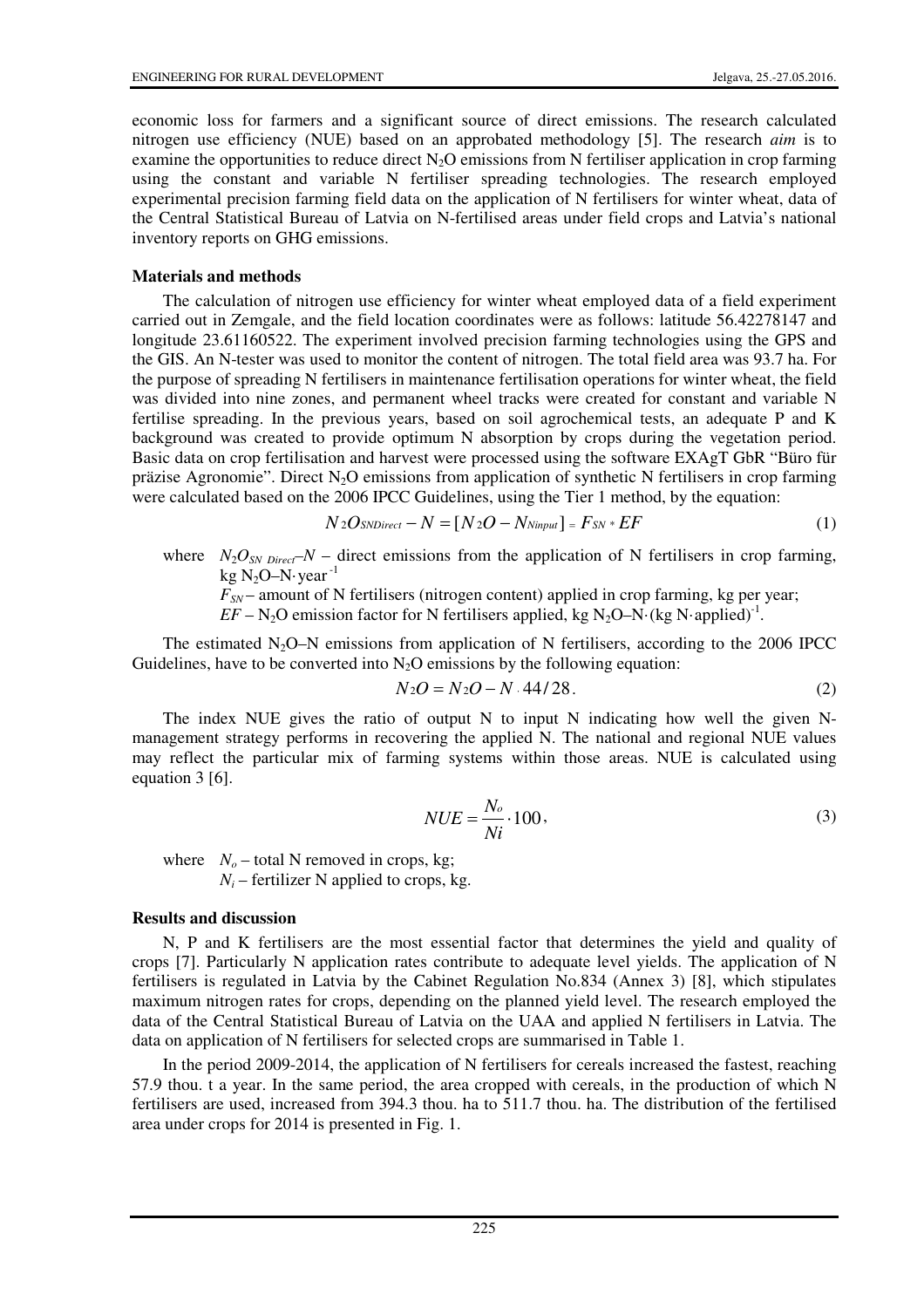economic loss for farmers and a significant source of direct emissions. The research calculated nitrogen use efficiency (NUE) based on an approbated methodology [5]. The research *aim* is to examine the opportunities to reduce direct $N_2O$ emissions from N fertiliser application in crop farming using the constant and variable N fertiliser spreading technologies. The research employed experimental precision farming field data on the application of N fertilisers for winter wheat, data of the Central Statistical Bureau of Latvia on N-fertilised areas under field crops and Latvia's national inventory reports on GHG emissions.

**Materials and methods**

The calculation of nitrogen use efficiency for winter wheat employed data of a field experiment carried out in Zemgale, and the field location coordinates were as follows: latitude 56.42278147 and longitude 23.61160522. The experiment involved precision farming technologies using the GPS and the GIS. An N-tester was used to monitor the content of nitrogen. The total field area was 93.7 ha. For the purpose of spreading N fertilisers in maintenance fertilisation operations for winter wheat, the field was divided into nine zones, and permanent wheel tracks were created for constant and variable N fertilise spreading. In the previous years, based on soil agrochemical tests, an adequate P and K background was created to provide optimum N absorption by crops during the vegetation period. Basic data on crop fertilisation and harvest were processed using the software EXAgT GbR "Büro für präzise Agronomie". Direct $N_2O$ emissions from application of synthetic N fertilisers in crop farming were calculated based on the 2006 IPCC Guidelines, using the Tier 1 method, by the equation:

$$N_2O_{SNDirect} - N = [N_2O - N_{Ninput}] = F_{SN} * EF \tag{1}$$

where $N_2O_{SN\ Direct}$–$N$ – direct emissions from the application of N fertilisers in crop farming, kg $N_2O$–N·year$^{-1}$

$F_{SN}$ – amount of N fertilisers (nitrogen content) applied in crop farming, kg per year;

$EF$ – $N_2O$ emission factor for N fertilisers applied, kg $N_2O$–N·(kg N·applied)$^{-1}$.

The estimated $N_2O$–N emissions from application of N fertilisers, according to the 2006 IPCC Guidelines, have to be converted into $N_2O$ emissions by the following equation:

$$N_2O = N_2O - N \cdot 44/28. \tag{2}$$

The index NUE gives the ratio of output N to input N indicating how well the given N-management strategy performs in recovering the applied N. The national and regional NUE values may reflect the particular mix of farming systems within those areas. NUE is calculated using equation 3 [6].

$$NUE = \frac{N_o}{Ni} \cdot 100, \tag{3}$$

where $N_o$ – total N removed in crops, kg;

$N_i$ – fertilizer N applied to crops, kg.

**Results and discussion**

N, P and K fertilisers are the most essential factor that determines the yield and quality of crops [7]. Particularly N application rates contribute to adequate level yields. The application of N fertilisers is regulated in Latvia by the Cabinet Regulation No.834 (Annex 3) [8], which stipulates maximum nitrogen rates for crops, depending on the planned yield level. The research employed the data of the Central Statistical Bureau of Latvia on the UAA and applied N fertilisers in Latvia. The data on application of N fertilisers for selected crops are summarised in Table 1.

In the period 2009-2014, the application of N fertilisers for cereals increased the fastest, reaching 57.9 thou. t a year. In the same period, the area cropped with cereals, in the production of which N fertilisers are used, increased from 394.3 thou. ha to 511.7 thou. ha. The distribution of the fertilised area under crops for 2014 is presented in Fig. 1.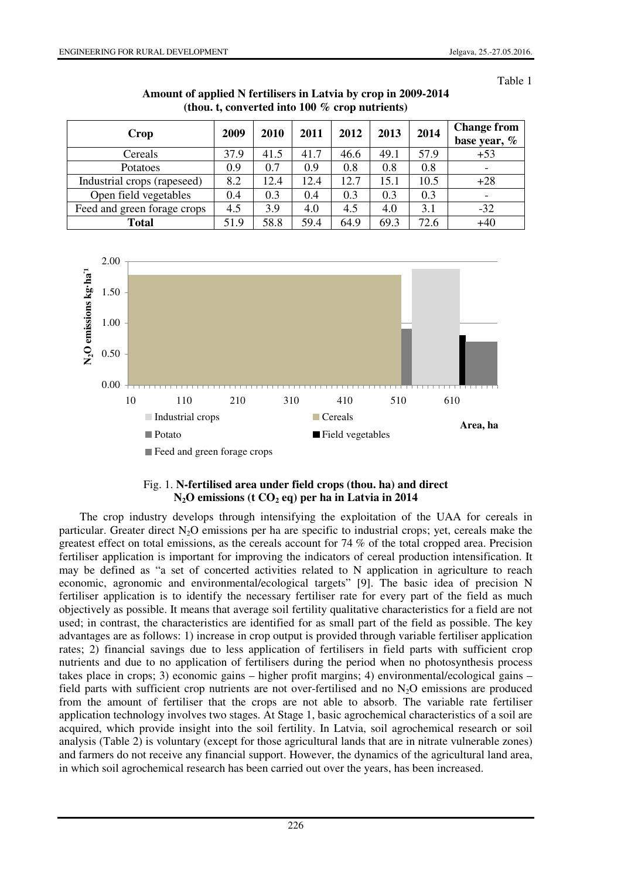Table 1

**Amount of applied N fertilisers in Latvia by crop in 2009-2014 (thou. t, converted into 100 % crop nutrients)**

| Crop | 2009 | 2010 | 2011 | 2012 | 2013 | 2014 | Change from base year, % |
|---|---|---|---|---|---|---|---|
| Cereals | 37.9 | 41.5 | 41.7 | 46.6 | 49.1 | 57.9 | +53 |
| Potatoes | 0.9 | 0.7 | 0.9 | 0.8 | 0.8 | 0.8 | - |
| Industrial crops (rapeseed) | 8.2 | 12.4 | 12.4 | 12.7 | 15.1 | 10.5 | +28 |
| Open field vegetables | 0.4 | 0.3 | 0.4 | 0.3 | 0.3 | 0.3 | - |
| Feed and green forage crops | 4.5 | 3.9 | 4.0 | 4.5 | 4.0 | 3.1 | -32 |
| **Total** | 51.9 | 58.8 | 59.4 | 64.9 | 69.3 | 72.6 | +40 |

Fig. 1. **N-fertilised area under field crops (thou. ha) and direct $N_2O$ emissions (t $CO_2$ eq) per ha in Latvia in 2014**

The crop industry develops through intensifying the exploitation of the UAA for cereals in particular. Greater direct $N_2O$ emissions per ha are specific to industrial crops; yet, cereals make the greatest effect on total emissions, as the cereals account for 74 % of the total cropped area. Precision fertiliser application is important for improving the indicators of cereal production intensification. It may be defined as "a set of concerted activities related to N application in agriculture to reach economic, agronomic and environmental/ecological targets" [9]. The basic idea of precision N fertiliser application is to identify the necessary fertiliser rate for every part of the field as much objectively as possible. It means that average soil fertility qualitative characteristics for a field are not used; in contrast, the characteristics are identified for as small part of the field as possible. The key advantages are as follows: 1) increase in crop output is provided through variable fertiliser application rates; 2) financial savings due to less application of fertilisers in field parts with sufficient crop nutrients and due to no application of fertilisers during the period when no photosynthesis process takes place in crops; 3) economic gains – higher profit margins; 4) environmental/ecological gains – field parts with sufficient crop nutrients are not over-fertilised and no $N_2O$ emissions are produced from the amount of fertiliser that the crops are not able to absorb. The variable rate fertiliser application technology involves two stages. At Stage 1, basic agrochemical characteristics of a soil are acquired, which provide insight into the soil fertility. In Latvia, soil agrochemical research or soil analysis (Table 2) is voluntary (except for those agricultural lands that are in nitrate vulnerable zones) and farmers do not receive any financial support. However, the dynamics of the agricultural land area, in which soil agrochemical research has been carried out over the years, has been increased.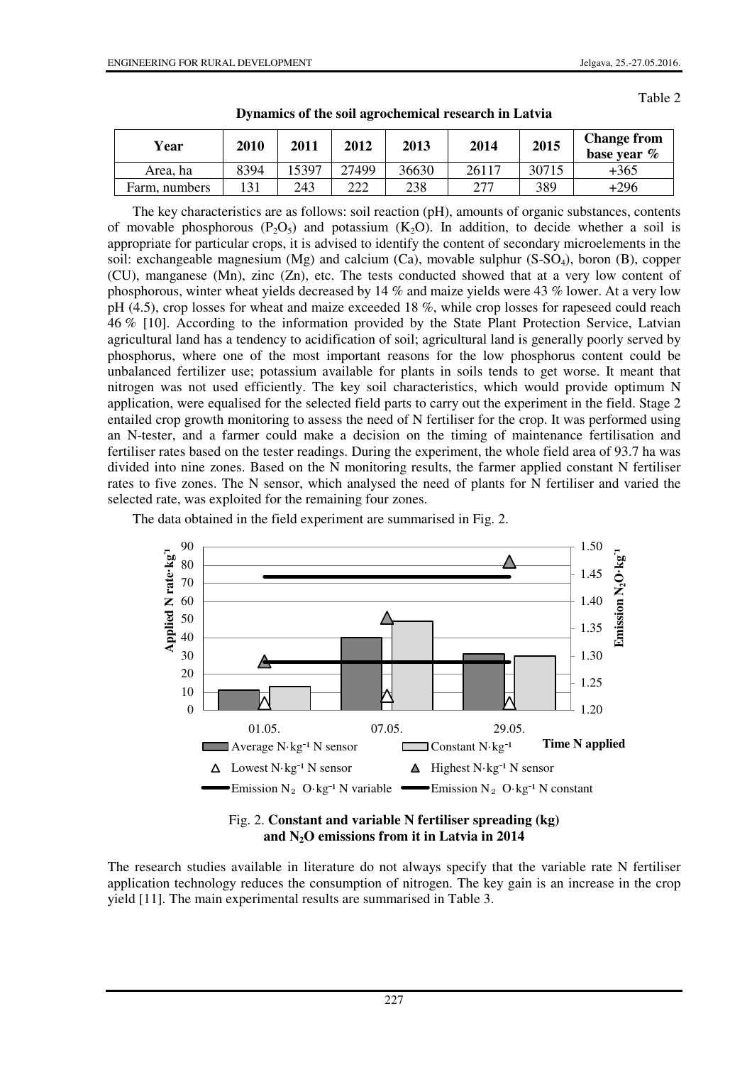Table 2

**Dynamics of the soil agrochemical research in Latvia**

| Year | 2010 | 2011 | 2012 | 2013 | 2014 | 2015 | Change from base year % |
|---|---|---|---|---|---|---|---|
| Area, ha | 8394 | 15397 | 27499 | 36630 | 26117 | 30715 | +365 |
| Farm, numbers | 131 | 243 | 222 | 238 | 277 | 389 | +296 |

The key characteristics are as follows: soil reaction (pH), amounts of organic substances, contents of movable phosphorous ($P_2O_5$) and potassium ($K_2O$). In addition, to decide whether a soil is appropriate for particular crops, it is advised to identify the content of secondary microelements in the soil: exchangeable magnesium (Mg) and calcium (Ca), movable sulphur ($S$-$SO_4$), boron (B), copper (CU), manganese (Mn), zinc (Zn), etc. The tests conducted showed that at a very low content of phosphorous, winter wheat yields decreased by 14 % and maize yields were 43 % lower. At a very low pH (4.5), crop losses for wheat and maize exceeded 18 %, while crop losses for rapeseed could reach 46 % [10]. According to the information provided by the State Plant Protection Service, Latvian agricultural land has a tendency to acidification of soil; agricultural land is generally poorly served by phosphorus, where one of the most important reasons for the low phosphorus content could be unbalanced fertilizer use; potassium available for plants in soils tends to get worse. It meant that nitrogen was not used efficiently. The key soil characteristics, which would provide optimum N application, were equalised for the selected field parts to carry out the experiment in the field. Stage 2 entailed crop growth monitoring to assess the need of N fertiliser for the crop. It was performed using an N-tester, and a farmer could make a decision on the timing of maintenance fertilisation and fertiliser rates based on the tester readings. During the experiment, the whole field area of 93.7 ha was divided into nine zones. Based on the N monitoring results, the farmer applied constant N fertiliser rates to five zones. The N sensor, which analysed the need of plants for N fertiliser and varied the selected rate, was exploited for the remaining four zones.

The data obtained in the field experiment are summarised in Fig. 2.

Fig. 2. **Constant and variable N fertiliser spreading (kg) and $N_2O$ emissions from it in Latvia in 2014**

The research studies available in literature do not always specify that the variable rate N fertiliser application technology reduces the consumption of nitrogen. The key gain is an increase in the crop yield [11]. The main experimental results are summarised in Table 3.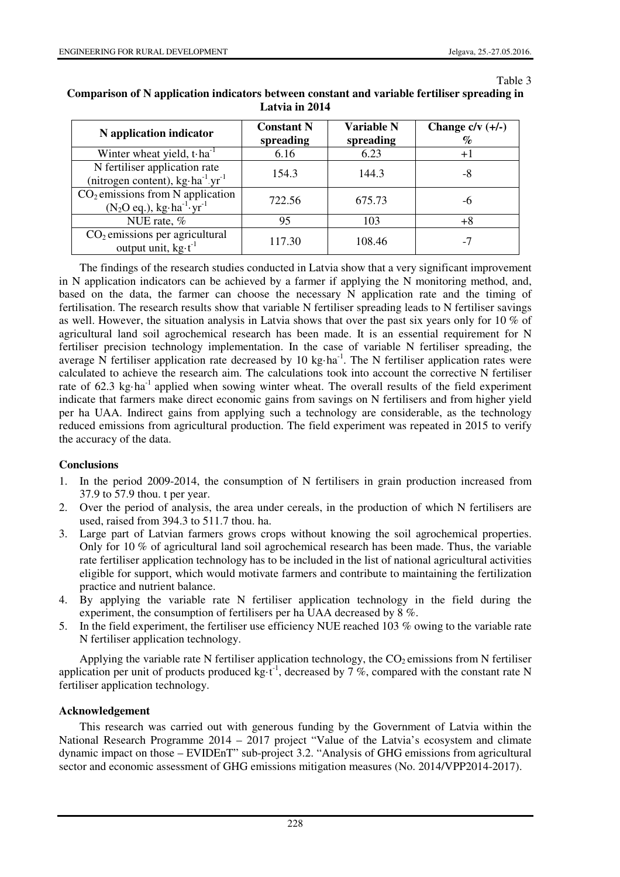Table 3

**Comparison of N application indicators between constant and variable fertiliser spreading in Latvia in 2014**

| N application indicator | Constant N spreading | Variable N spreading | Change c/v (+/-) % |
|---|---|---|---|
| Winter wheat yield, $t \cdot ha^{-1}$ | 6.16 | 6.23 | +1 |
| N fertiliser application rate (nitrogen content), $kg \cdot ha^{-1} \cdot yr^{-1}$ | 154.3 | 144.3 | -8 |
| $CO_2$ emissions from N application ($N_2O$ eq.), $kg \cdot ha^{-1} \cdot yr^{-1}$ | 722.56 | 675.73 | -6 |
| NUE rate, % | 95 | 103 | +8 |
| $CO_2$ emissions per agricultural output unit, $kg \cdot t^{-1}$ | 117.30 | 108.46 | -7 |

The findings of the research studies conducted in Latvia show that a very significant improvement in N application indicators can be achieved by a farmer if applying the N monitoring method, and, based on the data, the farmer can choose the necessary N application rate and the timing of fertilisation. The research results show that variable N fertiliser spreading leads to N fertiliser savings as well. However, the situation analysis in Latvia shows that over the past six years only for 10 % of agricultural land soil agrochemical research has been made. It is an essential requirement for N fertiliser precision technology implementation. In the case of variable N fertiliser spreading, the average N fertiliser application rate decreased by 10 $kg \cdot ha^{-1}$. The N fertiliser application rates were calculated to achieve the research aim. The calculations took into account the corrective N fertiliser rate of 62.3 $kg \cdot ha^{-1}$ applied when sowing winter wheat. The overall results of the field experiment indicate that farmers make direct economic gains from savings on N fertilisers and from higher yield per ha UAA. Indirect gains from applying such a technology are considerable, as the technology reduced emissions from agricultural production. The field experiment was repeated in 2015 to verify the accuracy of the data.

## Conclusions

1. In the period 2009-2014, the consumption of N fertilisers in grain production increased from 37.9 to 57.9 thou. t per year.
2. Over the period of analysis, the area under cereals, in the production of which N fertilisers are used, raised from 394.3 to 511.7 thou. ha.
3. Large part of Latvian farmers grows crops without knowing the soil agrochemical properties. Only for 10 % of agricultural land soil agrochemical research has been made. Thus, the variable rate fertiliser application technology has to be included in the list of national agricultural activities eligible for support, which would motivate farmers and contribute to maintaining the fertilization practice and nutrient balance.
4. By applying the variable rate N fertiliser application technology in the field during the experiment, the consumption of fertilisers per ha UAA decreased by 8 %.
5. In the field experiment, the fertiliser use efficiency NUE reached 103 % owing to the variable rate N fertiliser application technology.

Applying the variable rate N fertiliser application technology, the $CO_2$ emissions from N fertiliser application per unit of products produced $kg \cdot t^{-1}$, decreased by 7 %, compared with the constant rate N fertiliser application technology.

## Acknowledgement

This research was carried out with generous funding by the Government of Latvia within the National Research Programme 2014 – 2017 project "Value of the Latvia's ecosystem and climate dynamic impact on those – EVIDEnT" sub-project 3.2. "Analysis of GHG emissions from agricultural sector and economic assessment of GHG emissions mitigation measures (No. 2014/VPP2014-2017).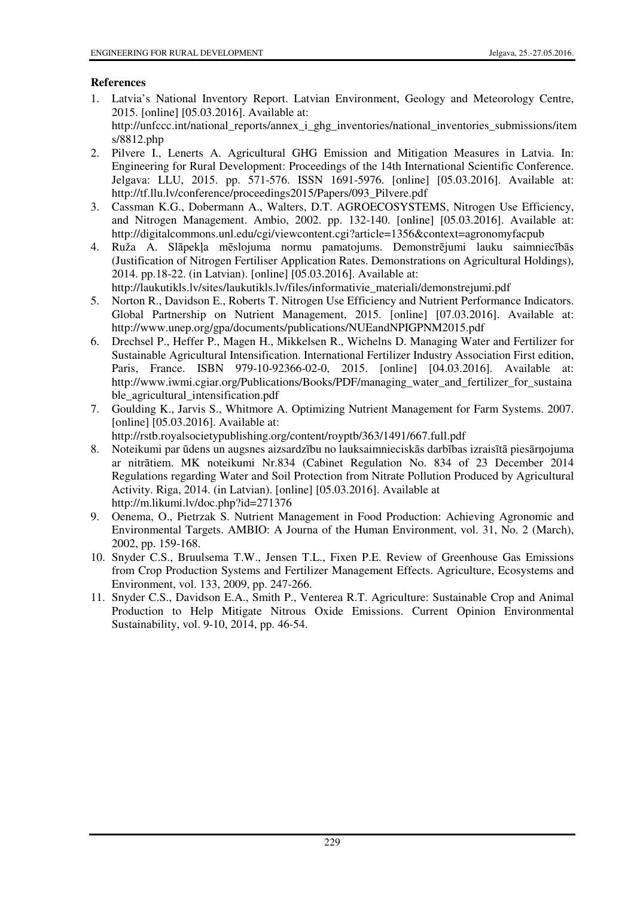**References**

1. Latvia's National Inventory Report. Latvian Environment, Geology and Meteorology Centre, 2015. [online] [05.03.2016]. Available at: http://unfccc.int/national_reports/annex_i_ghg_inventories/national_inventories_submissions/items/8812.php
2. Pilvere I., Lenerts A. Agricultural GHG Emission and Mitigation Measures in Latvia. In: Engineering for Rural Development: Proceedings of the 14th International Scientific Conference. Jelgava: LLU, 2015. pp. 571-576. ISSN 1691-5976. [online] [05.03.2016]. Available at: http://tf.llu.lv/conference/proceedings2015/Papers/093_Pilvere.pdf
3. Cassman K.G., Dobermann A., Walters, D.T. AGROECOSYSTEMS, Nitrogen Use Efficiency, and Nitrogen Management. Ambio, 2002. pp. 132-140. [online] [05.03.2016]. Available at: http://digitalcommons.unl.edu/cgi/viewcontent.cgi?article=1356&context=agronomyfacpub
4. Ruža A. Slāpekļa mēslojuma normu pamatojums. Demonstrējumi lauku saimniecībās (Justification of Nitrogen Fertiliser Application Rates. Demonstrations on Agricultural Holdings), 2014. pp.18-22. (in Latvian). [online] [05.03.2016]. Available at: http://laukutikls.lv/sites/laukutikls.lv/files/informativie_materiali/demonstrejumi.pdf
5. Norton R., Davidson E., Roberts T. Nitrogen Use Efficiency and Nutrient Performance Indicators. Global Partnership on Nutrient Management, 2015. [online] [07.03.2016]. Available at: http://www.unep.org/gpa/documents/publications/NUEandNPIGPNM2015.pdf
6. Drechsel P., Heffer P., Magen H., Mikkelsen R., Wichelns D. Managing Water and Fertilizer for Sustainable Agricultural Intensification. International Fertilizer Industry Association First edition, Paris, France. ISBN 979-10-92366-02-0, 2015. [online] [04.03.2016]. Available at: http://www.iwmi.cgiar.org/Publications/Books/PDF/managing_water_and_fertilizer_for_sustainable_agricultural_intensification.pdf
7. Goulding K., Jarvis S., Whitmore A. Optimizing Nutrient Management for Farm Systems. 2007. [online] [05.03.2016]. Available at: http://rstb.royalsocietypublishing.org/content/royptb/363/1491/667.full.pdf
8. Noteikumi par ūdens un augsnes aizsardzību no lauksaimnieciskās darbības izraisītā piesārņojuma ar nitrātiem. MK noteikumi Nr.834 (Cabinet Regulation No. 834 of 23 December 2014 Regulations regarding Water and Soil Protection from Nitrate Pollution Produced by Agricultural Activity. Riga, 2014. (in Latvian). [online] [05.03.2016]. Available at http://m.likumi.lv/doc.php?id=271376
9. Oenema, O., Pietrzak S. Nutrient Management in Food Production: Achieving Agronomic and Environmental Targets. AMBIO: A Journa of the Human Environment, vol. 31, No. 2 (March), 2002, pp. 159-168.
10. Snyder C.S., Bruulsema T.W., Jensen T.L., Fixen P.E. Review of Greenhouse Gas Emissions from Crop Production Systems and Fertilizer Management Effects. Agriculture, Ecosystems and Environment, vol. 133, 2009, pp. 247-266.
11. Snyder C.S., Davidson E.A., Smith P., Venterea R.T. Agriculture: Sustainable Crop and Animal Production to Help Mitigate Nitrous Oxide Emissions. Current Opinion Environmental Sustainability, vol. 9-10, 2014, pp. 46-54.